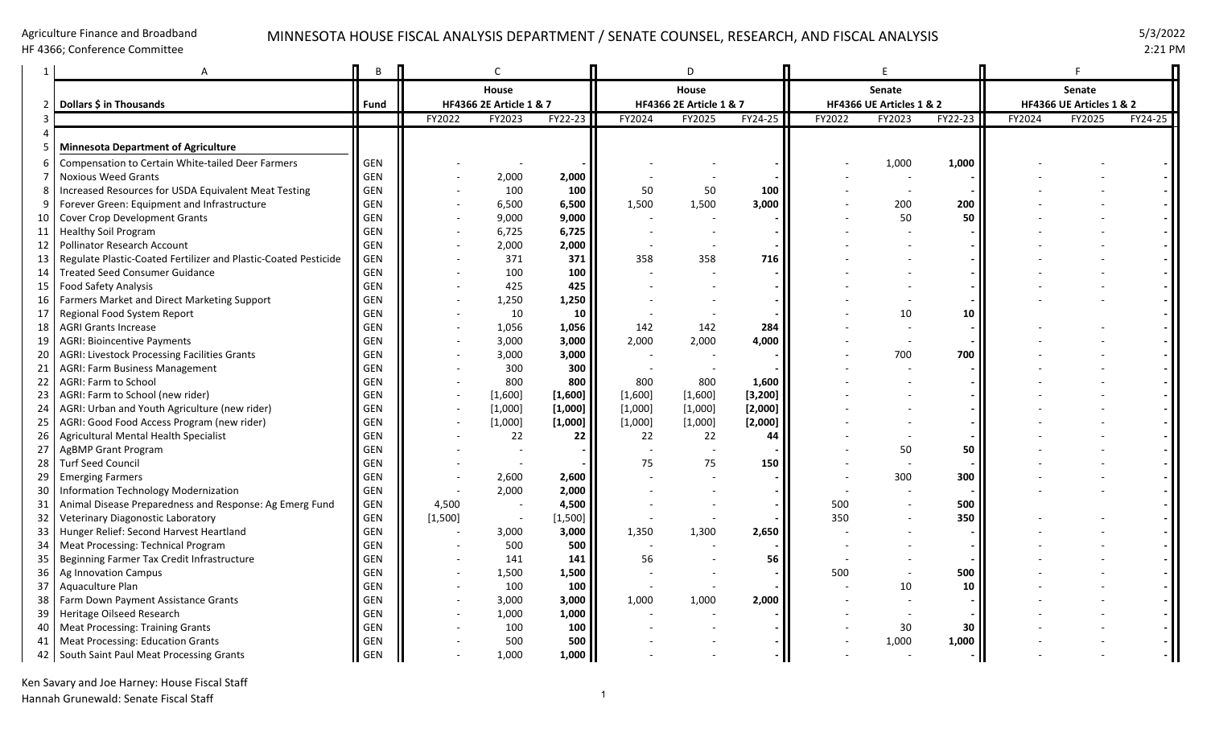Agriculture Finance and Broadband
HF 4366; Conference Committee

MINNESOTA HOUSE FISCAL ANALYSIS DEPARTMENT / SENATE COUNSEL, RESEARCH, AND FISCAL ANALYSIS

5/3/2022
2:21 PM

| 1 | A | B | C | | | D | | | E | | | F | | |
|---|---|---|---|---|---|---|---|---|---|---|---|---|---|---|
| 2 | Dollars $ in Thousands | Fund | House HF4366 2E Article 1 & 7 | | | House HF4366 2E Article 1 & 7 | | | Senate HF4366 UE Articles 1 & 2 | | | Senate HF4366 UE Articles 1 & 2 | | |
| 3 | | | FY2022 | FY2023 | FY22-23 | FY2024 | FY2025 | FY24-25 | FY2022 | FY2023 | FY22-23 | FY2024 | FY2025 | FY24-25 |
| 4 | | | | | | | | | | | | | | |
| 5 | **Minnesota Department of Agriculture** | | | | | | | | | | | | | |
| 6 | Compensation to Certain White-tailed Deer Farmers | GEN | - | - | **-** | - | - | **-** | - | 1,000 | **1,000** | - | - | **-** |
| 7 | Noxious Weed Grants | GEN | - | 2,000 | **2,000** | - | - | **-** | - | - | **-** | - | - | **-** |
| 8 | Increased Resources for USDA Equivalent Meat Testing | GEN | - | 100 | **100** | 50 | 50 | **100** | - | - | **-** | - | - | **-** |
| 9 | Forever Green: Equipment and Infrastructure | GEN | - | 6,500 | **6,500** | 1,500 | 1,500 | **3,000** | - | 200 | **200** | - | - | **-** |
| 10 | Cover Crop Development Grants | GEN | - | 9,000 | **9,000** | - | - | **-** | - | 50 | **50** | - | - | **-** |
| 11 | Healthy Soil Program | GEN | - | 6,725 | **6,725** | - | - | **-** | - | - | **-** | - | - | **-** |
| 12 | Pollinator Research Account | GEN | - | 2,000 | **2,000** | - | - | **-** | - | - | **-** | - | - | **-** |
| 13 | Regulate Plastic-Coated Fertilizer and Plastic-Coated Pesticide | GEN | - | 371 | **371** | 358 | 358 | **716** | - | - | **-** | - | - | **-** |
| 14 | Treated Seed Consumer Guidance | GEN | - | 100 | **100** | - | - | **-** | - | - | **-** | - | - | **-** |
| 15 | Food Safety Analysis | GEN | - | 425 | **425** | - | - | **-** | - | - | **-** | - | - | **-** |
| 16 | Farmers Market and Direct Marketing Support | GEN | - | 1,250 | **1,250** | - | - | **-** | - | - | **-** | - | - | **-** |
| 17 | Regional Food System Report | GEN | - | 10 | **10** | - | - | **-** | - | 10 | **10** | - | - | **-** |
| 18 | AGRI Grants Increase | GEN | - | 1,056 | **1,056** | 142 | 142 | **284** | - | - | **-** | - | - | **-** |
| 19 | AGRI: Bioincentive Payments | GEN | - | 3,000 | **3,000** | 2,000 | 2,000 | **4,000** | - | - | **-** | - | - | **-** |
| 20 | AGRI: Livestock Processing Facilities Grants | GEN | - | 3,000 | **3,000** | - | - | **-** | - | 700 | **700** | - | - | **-** |
| 21 | AGRI: Farm Business Management | GEN | - | 300 | **300** | - | - | **-** | - | - | **-** | - | - | **-** |
| 22 | AGRI: Farm to School | GEN | - | 800 | **800** | 800 | 800 | **1,600** | - | - | **-** | - | - | **-** |
| 23 | AGRI: Farm to School (new rider) | GEN | - | [1,600] | **[1,600]** | [1,600] | [1,600] | **[3,200]** | - | - | **-** | - | - | **-** |
| 24 | AGRI: Urban and Youth Agriculture (new rider) | GEN | - | [1,000] | **[1,000]** | [1,000] | [1,000] | **[2,000]** | - | - | **-** | - | - | **-** |
| 25 | AGRI: Good Food Access Program (new rider) | GEN | - | [1,000] | **[1,000]** | [1,000] | [1,000] | **[2,000]** | - | - | **-** | - | - | **-** |
| 26 | Agricultural Mental Health Specialist | GEN | - | 22 | **22** | 22 | 22 | **44** | - | - | **-** | - | - | **-** |
| 27 | AgBMP Grant Program | GEN | - | - | **-** | - | - | **-** | - | 50 | **50** | - | - | **-** |
| 28 | Turf Seed Council | GEN | - | - | **-** | 75 | 75 | **150** | - | - | **-** | - | - | **-** |
| 29 | Emerging Farmers | GEN | - | 2,600 | **2,600** | - | - | **-** | - | 300 | **300** | - | - | **-** |
| 30 | Information Technology Modernization | GEN | - | 2,000 | **2,000** | - | - | **-** | - | - | **-** | - | - | **-** |
| 31 | Animal Disease Preparedness and Response: Ag Emerg Fund | GEN | 4,500 | - | **4,500** | - | - | **-** | 500 | - | **500** | - | - | **-** |
| 32 | Veterinary Diagonostic Laboratory | GEN | [1,500] | - | **[1,500]** | - | - | **-** | 350 | - | **350** | - | - | **-** |
| 33 | Hunger Relief: Second Harvest Heartland | GEN | - | 3,000 | **3,000** | 1,350 | 1,300 | **2,650** | - | - | **-** | - | - | **-** |
| 34 | Meat Processing: Technical Program | GEN | - | 500 | **500** | - | - | **-** | - | - | **-** | - | - | **-** |
| 35 | Beginning Farmer Tax Credit Infrastructure | GEN | - | 141 | **141** | 56 | - | **56** | - | - | **-** | - | - | **-** |
| 36 | Ag Innovation Campus | GEN | - | 1,500 | **1,500** | - | - | **-** | 500 | - | **500** | - | - | **-** |
| 37 | Aquaculture Plan | GEN | - | 100 | **100** | - | - | **-** | - | 10 | **10** | - | - | **-** |
| 38 | Farm Down Payment Assistance Grants | GEN | - | 3,000 | **3,000** | 1,000 | 1,000 | **2,000** | - | - | **-** | - | - | **-** |
| 39 | Heritage Oilseed Research | GEN | - | 1,000 | **1,000** | - | - | **-** | - | - | **-** | - | - | **-** |
| 40 | Meat Processing: Training Grants | GEN | - | 100 | **100** | - | - | **-** | - | 30 | **30** | - | - | **-** |
| 41 | Meat Processing: Education Grants | GEN | - | 500 | **500** | - | - | **-** | - | 1,000 | **1,000** | - | - | **-** |
| 42 | South Saint Paul Meat Processing Grants | GEN | - | 1,000 | **1,000** | - | - | **-** | - | - | **-** | - | - | **-** |

Ken Savary and Joe Harney: House Fiscal Staff
Hannah Grunewald: Senate Fiscal Staff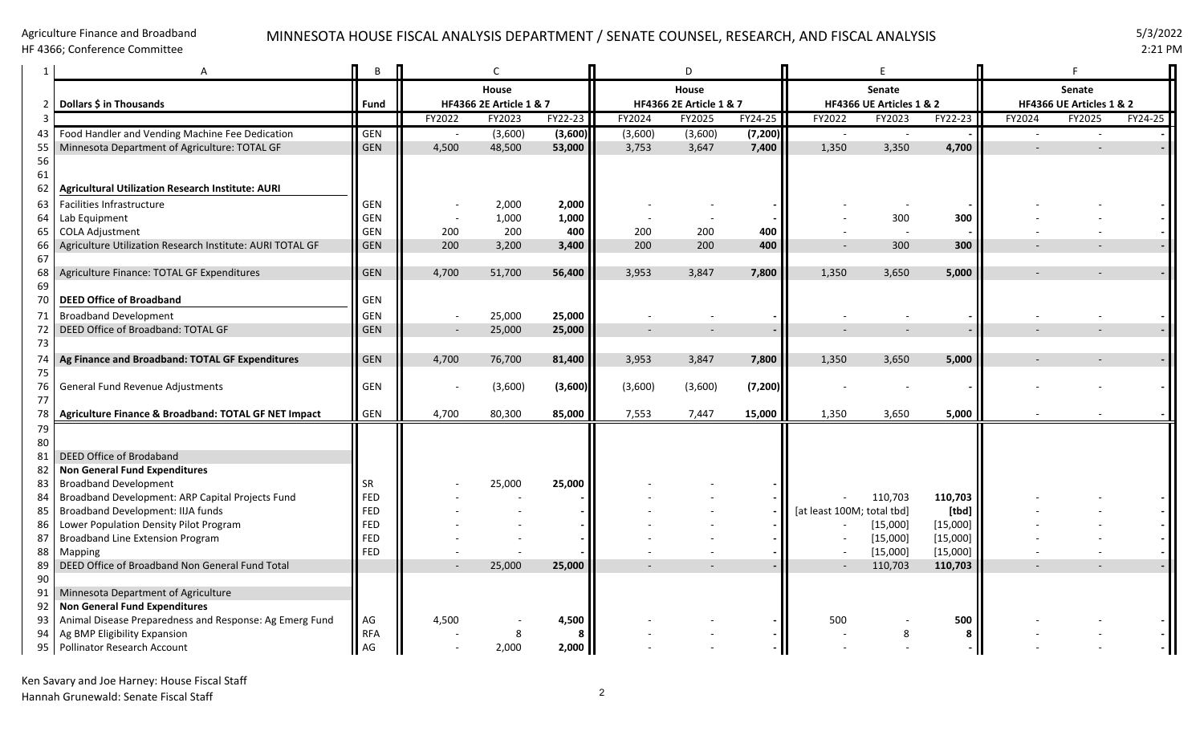Agriculture Finance and Broadband

HF 4366; Conference Committee

# MINNESOTA HOUSE FISCAL ANALYSIS DEPARTMENT / SENATE COUNSEL, RESEARCH, AND FISCAL ANALYSIS

5/3/2022
2:21 PM

| 1 | A | B | C | | | D | | | E | | | F | | |
|---|---|---|---|---|---|---|---|---|---|---|---|---|---|---|
| 2 | Dollars $ in Thousands | Fund | House HF4366 2E Article 1 & 7 | | | House HF4366 2E Article 1 & 7 | | | Senate HF4366 UE Articles 1 & 2 | | | Senate HF4366 UE Articles 1 & 2 | | |
| 3 | | | FY2022 | FY2023 | FY22-23 | FY2024 | FY2025 | FY24-25 | FY2022 | FY2023 | FY22-23 | FY2024 | FY2025 | FY24-25 |
| 43 | Food Handler and Vending Machine Fee Dedication | GEN | - | (3,600) | **(3,600)** | (3,600) | (3,600) | **(7,200)** | - | - | **-** | - | - | **-** |
| 55 | Minnesota Department of Agriculture: TOTAL GF | GEN | 4,500 | 48,500 | **53,000** | 3,753 | 3,647 | **7,400** | 1,350 | 3,350 | **4,700** | - | - | **-** |
| 56 | | | | | | | | | | | | | | |
| 61 | | | | | | | | | | | | | | |
| 62 | **Agricultural Utilization Research Institute: AURI** | | | | | | | | | | | | | |
| 63 | Facilities Infrastructure | GEN | - | 2,000 | **2,000** | - | - | **-** | - | - | **-** | - | - | **-** |
| 64 | Lab Equipment | GEN | - | 1,000 | **1,000** | - | - | **-** | - | 300 | **300** | - | - | **-** |
| 65 | COLA Adjustment | GEN | 200 | 200 | **400** | 200 | 200 | **400** | - | - | **-** | - | - | **-** |
| 66 | Agriculture Utilization Research Institute: AURI TOTAL GF | GEN | 200 | 3,200 | **3,400** | 200 | 200 | **400** | - | 300 | **300** | - | - | **-** |
| 67 | | | | | | | | | | | | | | |
| 68 | Agriculture Finance: TOTAL GF Expenditures | GEN | 4,700 | 51,700 | **56,400** | 3,953 | 3,847 | **7,800** | 1,350 | 3,650 | **5,000** | - | - | **-** |
| 69 | | | | | | | | | | | | | | |
| 70 | **DEED Office of Broadband** | GEN | | | | | | | | | | | | |
| 71 | Broadband Development | GEN | - | 25,000 | **25,000** | - | - | **-** | - | - | **-** | - | - | **-** |
| 72 | DEED Office of Broadband: TOTAL GF | GEN | - | 25,000 | **25,000** | - | - | **-** | - | - | **-** | - | - | **-** |
| 73 | | | | | | | | | | | | | | |
| 74 | **Ag Finance and Broadband: TOTAL GF Expenditures** | GEN | 4,700 | 76,700 | **81,400** | 3,953 | 3,847 | **7,800** | 1,350 | 3,650 | **5,000** | - | - | **-** |
| 75 | | | | | | | | | | | | | | |
| 76 | General Fund Revenue Adjustments | GEN | - | (3,600) | **(3,600)** | (3,600) | (3,600) | **(7,200)** | - | - | **-** | - | - | **-** |
| 77 | | | | | | | | | | | | | | |
| 78 | **Agriculture Finance & Broadband: TOTAL GF NET Impact** | GEN | 4,700 | 80,300 | **85,000** | 7,553 | 7,447 | **15,000** | 1,350 | 3,650 | **5,000** | - | - | **-** |
| 79 | | | | | | | | | | | | | | |
| 80 | | | | | | | | | | | | | | |
| 81 | DEED Office of Brodaband | | | | | | | | | | | | | |
| 82 | **Non General Fund Expenditures** | | | | | | | | | | | | | |
| 83 | Broadband Development | SR | - | 25,000 | **25,000** | - | - | **-** | | | | | | |
| 84 | Broadband Development: ARP Capital Projects Fund | FED | - | - | **-** | - | - | **-** | - | 110,703 | **110,703** | - | - | **-** |
| 85 | Broadband Development: IIJA funds | FED | - | - | **-** | - | - | **-** | [at least 100M; total tbd] | | **[tbd]** | - | - | **-** |
| 86 | Lower Population Density Pilot Program | FED | - | - | **-** | - | - | **-** | - | [15,000] | [15,000] | - | - | **-** |
| 87 | Broadband Line Extension Program | FED | - | - | **-** | - | - | **-** | - | [15,000] | [15,000] | - | - | **-** |
| 88 | Mapping | FED | - | - | **-** | - | - | **-** | - | [15,000] | [15,000] | - | - | **-** |
| 89 | DEED Office of Broadband Non General Fund Total | | - | 25,000 | **25,000** | - | - | **-** | - | 110,703 | **110,703** | - | - | **-** |
| 90 | | | | | | | | | | | | | | |
| 91 | Minnesota Department of Agriculture | | | | | | | | | | | | | |
| 92 | **Non General Fund Expenditures** | | | | | | | | | | | | | |
| 93 | Animal Disease Preparedness and Response: Ag Emerg Fund | AG | 4,500 | - | **4,500** | - | - | **-** | 500 | - | **500** | - | - | **-** |
| 94 | Ag BMP Eligibility Expansion | RFA | - | 8 | **8** | - | - | **-** | - | 8 | **8** | - | - | **-** |
| 95 | Pollinator Research Account | AG | - | 2,000 | **2,000** | - | - | **-** | - | - | **-** | - | - | **-** |

Ken Savary and Joe Harney: House Fiscal Staff
Hannah Grunewald: Senate Fiscal Staff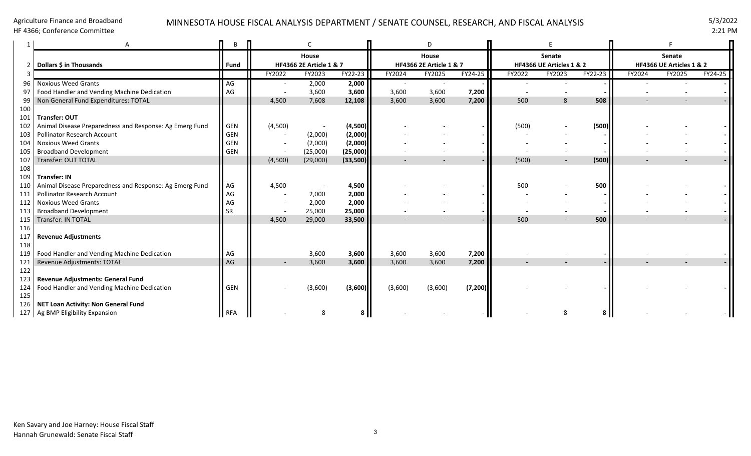Agriculture Finance and Broadband
HF 4366; Conference Committee

MINNESOTA HOUSE FISCAL ANALYSIS DEPARTMENT / SENATE COUNSEL, RESEARCH, AND FISCAL ANALYSIS

5/3/2022
2:21 PM

| 1 | A | B | C | | | D | | | E | | | F | | |
|---|---|---|---|---|---|---|---|---|---|---|---|---|---|---|
| 2 | Dollars $ in Thousands | Fund | House HF4366 2E Article 1 & 7 | | | House HF4366 2E Article 1 & 7 | | | Senate HF4366 UE Articles 1 & 2 | | | Senate HF4366 UE Articles 1 & 2 | | |
| 3 | | | FY2022 | FY2023 | FY22-23 | FY2024 | FY2025 | FY24-25 | FY2022 | FY2023 | FY22-23 | FY2024 | FY2025 | FY24-25 |
| 96 | Noxious Weed Grants | AG | - | 2,000 | **2,000** | - | - | **-** | - | - | **-** | - | - | **-** |
| 97 | Food Handler and Vending Machine Dedication | AG | - | 3,600 | **3,600** | 3,600 | 3,600 | **7,200** | - | - | **-** | - | - | **-** |
| 99 | Non General Fund Expenditures: TOTAL | | 4,500 | 7,608 | **12,108** | 3,600 | 3,600 | **7,200** | 500 | 8 | **508** | - | - | **-** |
| 100 | | | | | | | | | | | | | | |
| 101 | **Transfer: OUT** | | | | | | | | | | | | | |
| 102 | Animal Disease Preparedness and Response: Ag Emerg Fund | GEN | (4,500) | - | **(4,500)** | - | - | **-** | (500) | - | **(500)** | - | - | **-** |
| 103 | Pollinator Research Account | GEN | - | (2,000) | **(2,000)** | - | - | **-** | - | - | **-** | - | - | **-** |
| 104 | Noxious Weed Grants | GEN | - | (2,000) | **(2,000)** | - | - | **-** | - | - | **-** | - | - | **-** |
| 105 | Broadband Development | GEN | - | (25,000) | **(25,000)** | - | - | **-** | - | - | **-** | - | - | **-** |
| 107 | Transfer: OUT TOTAL | | (4,500) | (29,000) | **(33,500)** | - | - | **-** | (500) | - | **(500)** | - | - | **-** |
| 108 | | | | | | | | | | | | | | |
| 109 | **Transfer: IN** | | | | | | | | | | | | | |
| 110 | Animal Disease Preparedness and Response: Ag Emerg Fund | AG | 4,500 | - | **4,500** | - | - | **-** | 500 | - | **500** | - | - | **-** |
| 111 | Pollinator Research Account | AG | - | 2,000 | **2,000** | - | - | **-** | - | - | **-** | - | - | **-** |
| 112 | Noxious Weed Grants | AG | - | 2,000 | **2,000** | - | - | **-** | - | - | **-** | - | - | **-** |
| 113 | Broadband Development | SR | - | 25,000 | **25,000** | - | - | **-** | - | - | **-** | - | - | **-** |
| 115 | Transfer: IN TOTAL | | 4,500 | 29,000 | **33,500** | - | - | **-** | 500 | - | **500** | - | - | **-** |
| 116 | | | | | | | | | | | | | | |
| 117 | **Revenue Adjustments** | | | | | | | | | | | | | |
| 118 | | | | | | | | | | | | | | |
| 119 | Food Handler and Vending Machine Dedication | AG | | 3,600 | **3,600** | 3,600 | 3,600 | **7,200** | - | - | **-** | - | - | **-** |
| 121 | Revenue Adjustments: TOTAL | AG | - | 3,600 | **3,600** | 3,600 | 3,600 | **7,200** | - | - | **-** | - | - | **-** |
| 122 | | | | | | | | | | | | | | |
| 123 | **Revenue Adjustments: General Fund** | | | | | | | | | | | | | |
| 124 | Food Handler and Vending Machine Dedication | GEN | - | (3,600) | **(3,600)** | (3,600) | (3,600) | **(7,200)** | - | - | **-** | - | - | **-** |
| 125 | | | | | | | | | | | | | | |
| 126 | **NET Loan Activity: Non General Fund** | | | | | | | | | | | | | |
| 127 | Ag BMP Eligibility Expansion | RFA | - | 8 | **8** | - | - | - | - | 8 | **8** | - | - | - |

Ken Savary and Joe Harney: House Fiscal Staff
Hannah Grunewald: Senate Fiscal Staff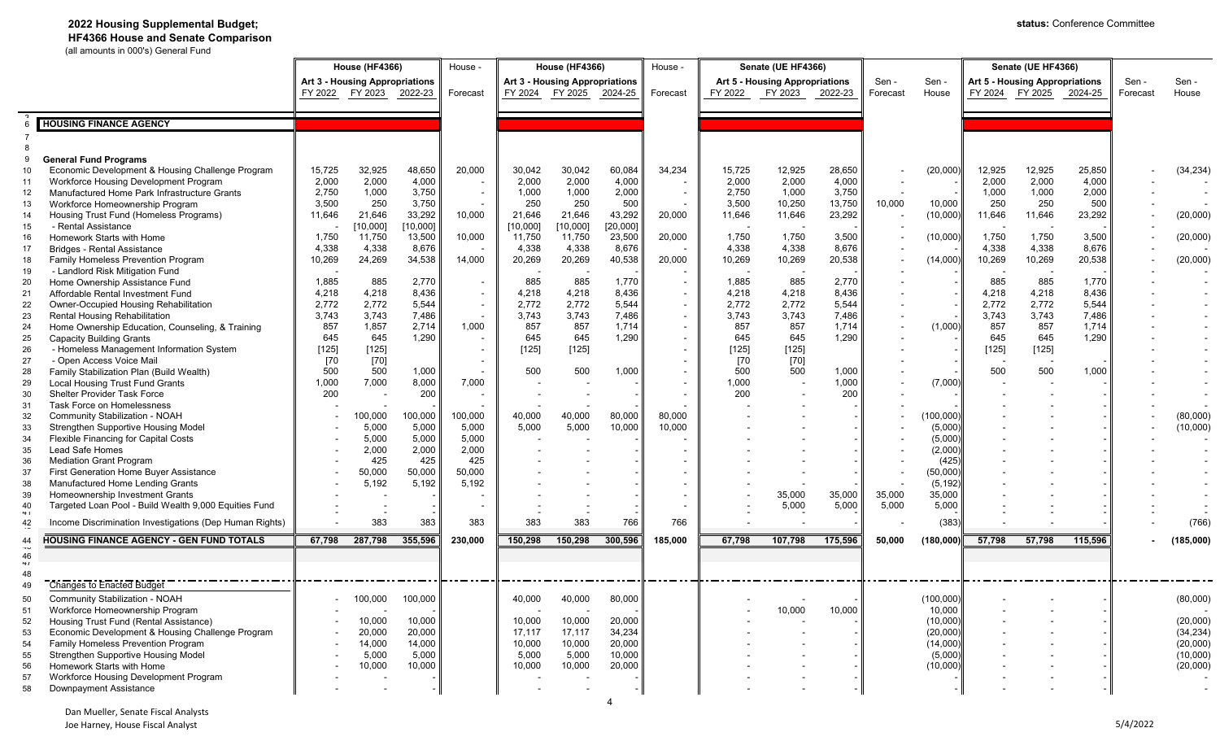# 2022 Housing Supplemental Budget;

## HF4366 House and Senate Comparison

(all amounts in 000's) General Fund

status: Conference Committee

| # | | House (HF4366) Art 3 - Housing Appropriations FY 2022 | FY 2023 | 2022-23 | House - Forecast | House (HF4366) Art 3 - Housing Appropriations FY 2024 | FY 2025 | 2024-25 | House - Forecast | Senate (UE HF4366) Art 5 - Housing Appropriations FY 2022 | FY 2023 | 2022-23 | Sen - Forecast | Sen - House | Senate (UE HF4366) Art 5 - Housing Appropriations FY 2024 | FY 2025 | 2024-25 | Sen - Forecast | Sen - House |
|---|---|---|---|---|---|---|---|---|---|---|---|---|---|---|---|---|---|---|---|
| 6 | **HOUSING FINANCE AGENCY** | | | | | | | | | | | | | | | | | | |
| 9 | **General Fund Programs** | | | | | | | | | | | | | | | | | | |
| 10 | Economic Development & Housing Challenge Program | 15,725 | 32,925 | 48,650 | 20,000 | 30,042 | 30,042 | 60,084 | 34,234 | 15,725 | 12,925 | 28,650 | - | (20,000) | 12,925 | 12,925 | 25,850 | - | (34,234) |
| 11 | Workforce Housing Development Program | 2,000 | 2,000 | 4,000 | - | 2,000 | 2,000 | 4,000 | - | 2,000 | 2,000 | 4,000 | - | - | 2,000 | 2,000 | 4,000 | - | - |
| 12 | Manufactured Home Park Infrastructure Grants | 2,750 | 1,000 | 3,750 | - | 1,000 | 1,000 | 2,000 | - | 2,750 | 1,000 | 3,750 | - | - | 1,000 | 1,000 | 2,000 | - | - |
| 13 | Workforce Homeownership Program | 3,500 | 250 | 3,750 | - | 250 | 250 | 500 | - | 3,500 | 10,250 | 13,750 | 10,000 | 10,000 | 250 | 250 | 500 | - | - |
| 14 | Housing Trust Fund (Homeless Programs) | 11,646 | 21,646 | 33,292 | 10,000 | 21,646 | 21,646 | 43,292 | 20,000 | 11,646 | 11,646 | 23,292 | - | (10,000) | 11,646 | 11,646 | 23,292 | - | (20,000) |
| 15 | - Rental Assistance | - | [10,000] | [10,000] | | [10,000] | [10,000] | [20,000] | | - | - | | | | - | - | | | |
| 16 | Homework Starts with Home | 1,750 | 11,750 | 13,500 | 10,000 | 11,750 | 11,750 | 23,500 | 20,000 | 1,750 | 1,750 | 3,500 | - | (10,000) | 1,750 | 1,750 | 3,500 | - | (20,000) |
| 17 | Bridges - Rental Assistance | 4,338 | 4,338 | 8,676 | - | 4,338 | 4,338 | 8,676 | - | 4,338 | 4,338 | 8,676 | - | - | 4,338 | 4,338 | 8,676 | - | - |
| 18 | Family Homeless Prevention Program | 10,269 | 24,269 | 34,538 | 14,000 | 20,269 | 20,269 | 40,538 | 20,000 | 10,269 | 10,269 | 20,538 | - | (14,000) | 10,269 | 10,269 | 20,538 | - | (20,000) |
| 19 | - Landlord Risk Mitigation Fund | - | | | | - | - | - | - | - | - | | - | - | - | - | - | - | - |
| 20 | Home Ownership Assistance Fund | 1,885 | 885 | 2,770 | - | 885 | 885 | 1,770 | - | 1,885 | 885 | 2,770 | - | - | 885 | 885 | 1,770 | - | - |
| 21 | Affordable Rental Investment Fund | 4,218 | 4,218 | 8,436 | - | 4,218 | 4,218 | 8,436 | - | 4,218 | 4,218 | 8,436 | - | - | 4,218 | 4,218 | 8,436 | - | - |
| 22 | Owner-Occupied Housing Rehabilitation | 2,772 | 2,772 | 5,544 | - | 2,772 | 2,772 | 5,544 | - | 2,772 | 2,772 | 5,544 | - | - | 2,772 | 2,772 | 5,544 | - | - |
| 23 | Rental Housing Rehabilitation | 3,743 | 3,743 | 7,486 | - | 3,743 | 3,743 | 7,486 | - | 3,743 | 3,743 | 7,486 | - | - | 3,743 | 3,743 | 7,486 | - | - |
| 24 | Home Ownership Education, Counseling, & Training | 857 | 1,857 | 2,714 | 1,000 | 857 | 857 | 1,714 | - | 857 | 857 | 1,714 | - | (1,000) | 857 | 857 | 1,714 | - | - |
| 25 | Capacity Building Grants | 645 | 645 | 1,290 | - | 645 | 645 | 1,290 | - | 645 | 645 | 1,290 | - | - | 645 | 645 | 1,290 | - | - |
| 26 | - Homeless Management Information System | [125] | [125] | | - | [125] | [125] | | - | [125] | [125] | | - | - | [125] | [125] | | - | - |
| 27 | - Open Access Voice Mail | [70 | [70] | | - | | | | - | [70 | [70] | | - | - | - | - | | - | - |
| 28 | Family Stabilization Plan (Build Wealth) | 500 | 500 | 1,000 | - | 500 | 500 | 1,000 | - | 500 | 500 | 1,000 | - | - | 500 | 500 | 1,000 | - | - |
| 29 | Local Housing Trust Fund Grants | 1,000 | 7,000 | 8,000 | 7,000 | - | - | - | - | 1,000 | - | 1,000 | - | (7,000) | - | - | - | - | - |
| 30 | Shelter Provider Task Force | 200 | | 200 | - | - | - | - | - | 200 | - | 200 | - | - | - | - | - | - | - |
| 31 | Task Force on Homelessness | - | - | - | - | - | - | - | - | - | - | - | - | - | - | - | - | - | - |
| 32 | Community Stabilization - NOAH | - | 100,000 | 100,000 | 100,000 | 40,000 | 40,000 | 80,000 | 80,000 | - | - | - | - | (100,000) | - | - | - | - | (80,000) |
| 33 | Strengthen Supportive Housing Model | - | 5,000 | 5,000 | 5,000 | 5,000 | 5,000 | 10,000 | 10,000 | - | - | - | - | (5,000) | - | - | - | - | (10,000) |
| 34 | Flexible Financing for Capital Costs | - | 5,000 | 5,000 | 5,000 | - | - | - | - | - | - | - | - | (5,000) | - | - | - | - | - |
| 35 | Lead Safe Homes | - | 2,000 | 2,000 | 2,000 | - | - | - | - | - | - | - | - | (2,000) | - | - | - | - | - |
| 36 | Mediation Grant Program | - | 425 | 425 | 425 | - | - | - | - | - | - | - | - | (425) | - | - | - | - | - |
| 37 | First Generation Home Buyer Assistance | - | 50,000 | 50,000 | 50,000 | - | - | - | - | - | - | - | - | (50,000) | - | - | - | - | - |
| 38 | Manufactured Home Lending Grants | - | 5,192 | 5,192 | 5,192 | - | - | - | - | - | - | - | - | (5,192) | - | - | - | - | - |
| 39 | Homeownership Investment Grants | - | - | - | - | - | - | - | - | - | 35,000 | 35,000 | 35,000 | 35,000 | - | - | - | - | - |
| 40 | Targeted Loan Pool - Build Wealth 9,000 Equities Fund | - | - | - | - | - | - | - | - | - | 5,000 | 5,000 | 5,000 | 5,000 | - | - | - | - | - |
| 42 | Income Discrimination Investigations (Dep Human Rights) | - | 383 | 383 | 383 | 383 | 383 | 766 | 766 | - | - | - | - | (383) | - | - | - | - | (766) |
| 44 | **HOUSING FINANCE AGENCY - GEN FUND TOTALS** | **67,798** | **287,798** | **355,596** | **230,000** | **150,298** | **150,298** | **300,596** | **185,000** | **67,798** | **107,798** | **175,596** | **50,000** | **(180,000)** | **57,798** | **57,798** | **115,596** | **-** | **(185,000)** |
| 49 | Changes to Enacted Budget | | | | | | | | | | | | | | | | | | |
| 50 | Community Stabilization - NOAH | - | 100,000 | 100,000 | | 40,000 | 40,000 | 80,000 | | - | - | - | | (100,000) | - | - | - | | (80,000) |
| 51 | Workforce Homeownership Program | - | - | - | | - | - | - | | - | 10,000 | 10,000 | | 10,000 | - | - | - | | - |
| 52 | Housing Trust Fund (Rental Assistance) | - | 10,000 | 10,000 | | 10,000 | 10,000 | 20,000 | | - | - | - | | (10,000) | - | - | - | | (20,000) |
| 53 | Economic Development & Housing Challenge Program | - | 20,000 | 20,000 | | 17,117 | 17,117 | 34,234 | | - | - | - | | (20,000) | - | - | - | | (34,234) |
| 54 | Family Homeless Prevention Program | - | 14,000 | 14,000 | | 10,000 | 10,000 | 20,000 | | - | - | - | | (14,000) | - | - | - | | (20,000) |
| 55 | Strengthen Supportive Housing Model | - | 5,000 | 5,000 | | 5,000 | 5,000 | 10,000 | | - | - | - | | (5,000) | - | - | - | | (10,000) |
| 56 | Homework Starts with Home | - | 10,000 | 10,000 | | 10,000 | 10,000 | 20,000 | | - | - | - | | (10,000) | - | - | - | | (20,000) |
| 57 | Workforce Housing Development Program | - | - | - | | - | - | - | | - | - | - | | - | - | - | - | | - |
| 58 | Downpayment Assistance | - | - | - | | - | - | - | | - | - | - | | - | - | - | - | | - |

Dan Mueller, Senate Fiscal Analysts
Joe Harney, House Fiscal Analyst

5/4/2022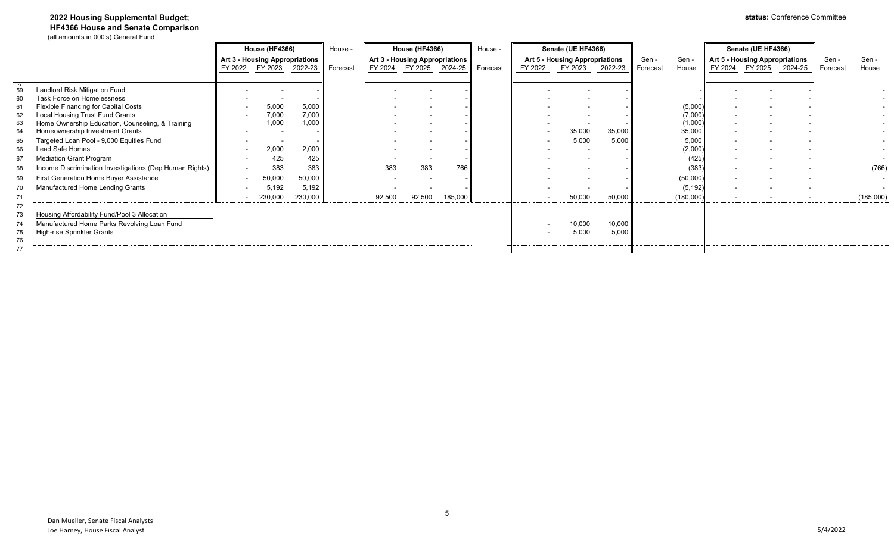**2022 Housing Supplemental Budget;**
**HF4366 House and Senate Comparison**
(all amounts in 000's) General Fund

status: Conference Committee

| | | House (HF4366) Art 3 - Housing Appropriations | | | House - | House (HF4366) Art 3 - Housing Appropriations | | | House - | Senate (UE HF4366) Art 5 - Housing Appropriations | | | Sen - | Sen - | Senate (UE HF4366) Art 5 - Housing Appropriations | | | Sen - | Sen - |
|---|---|---|---|---|---|---|---|---|---|---|---|---|---|---|---|---|---|---|---|
| | | FY 2022 | FY 2023 | 2022-23 | Forecast | FY 2024 | FY 2025 | 2024-25 | Forecast | FY 2022 | FY 2023 | 2022-23 | Forecast | House | FY 2024 | FY 2025 | 2024-25 | Forecast | House |
| 59 | Landlord Risk Mitigation Fund | - | - | - | | - | - | - | | - | - | - | | - | - | - | - | | - |
| 60 | Task Force on Homelessness | - | - | - | | - | - | - | | - | - | - | | - | - | - | - | | - |
| 61 | Flexible Financing for Capital Costs | - | 5,000 | 5,000 | | - | - | - | | - | - | - | | (5,000) | - | - | - | | - |
| 62 | Local Housing Trust Fund Grants | - | 7,000 | 7,000 | | - | - | - | | - | - | - | | (7,000) | - | - | - | | - |
| 63 | Home Ownership Education, Counseling, & Training | | 1,000 | 1,000 | | - | - | - | | - | - | - | | (1,000) | - | - | - | | - |
| 64 | Homeownership Investment Grants | - | - | - | | - | - | - | | - | 35,000 | 35,000 | | 35,000 | - | - | - | | - |
| 65 | Targeted Loan Pool - 9,000 Equities Fund | - | - | - | | - | - | - | | - | 5,000 | 5,000 | | 5,000 | - | - | - | | - |
| 66 | Lead Safe Homes | - | 2,000 | 2,000 | | - | - | - | | - | - | - | | (2,000) | - | - | - | | - |
| 67 | Mediation Grant Program | - | 425 | 425 | | - | - | - | | - | - | - | | (425) | - | - | - | | - |
| 68 | Income Discrimination Investigations (Dep Human Rights) | - | 383 | 383 | | 383 | 383 | 766 | | - | - | - | | (383) | - | - | - | | (766) |
| 69 | First Generation Home Buyer Assistance | - | 50,000 | 50,000 | | - | - | - | | - | - | - | | (50,000) | - | - | - | | - |
| 70 | Manufactured Home Lending Grants | - | 5,192 | 5,192 | | - | - | - | | - | - | - | | (5,192) | - | - | - | | - |
| 71 | | - | 230,000 | 230,000 | | 92,500 | 92,500 | 185,000 | | - | 50,000 | 50,000 | | (180,000) | - | - | - | | (185,000) |
| 72 | | | | | | | | | | | | | | | | | | | |
| 73 | Housing Affordability Fund/Pool 3 Allocation | | | | | | | | | | | | | | | | | | |
| 74 | Manufactured Home Parks Revolving Loan Fund | | | | | | | | | - | 10,000 | 10,000 | | | | | | | |
| 75 | High-rise Sprinkler Grants | | | | | | | | | - | 5,000 | 5,000 | | | | | | | |
| 76 | | | | | | | | | | | | | | | | | | | |
| 77 | | | | | | | | | | | | | | | | | | | |

Dan Mueller, Senate Fiscal Analysts
Joe Harney, House Fiscal Analyst

5/4/2022